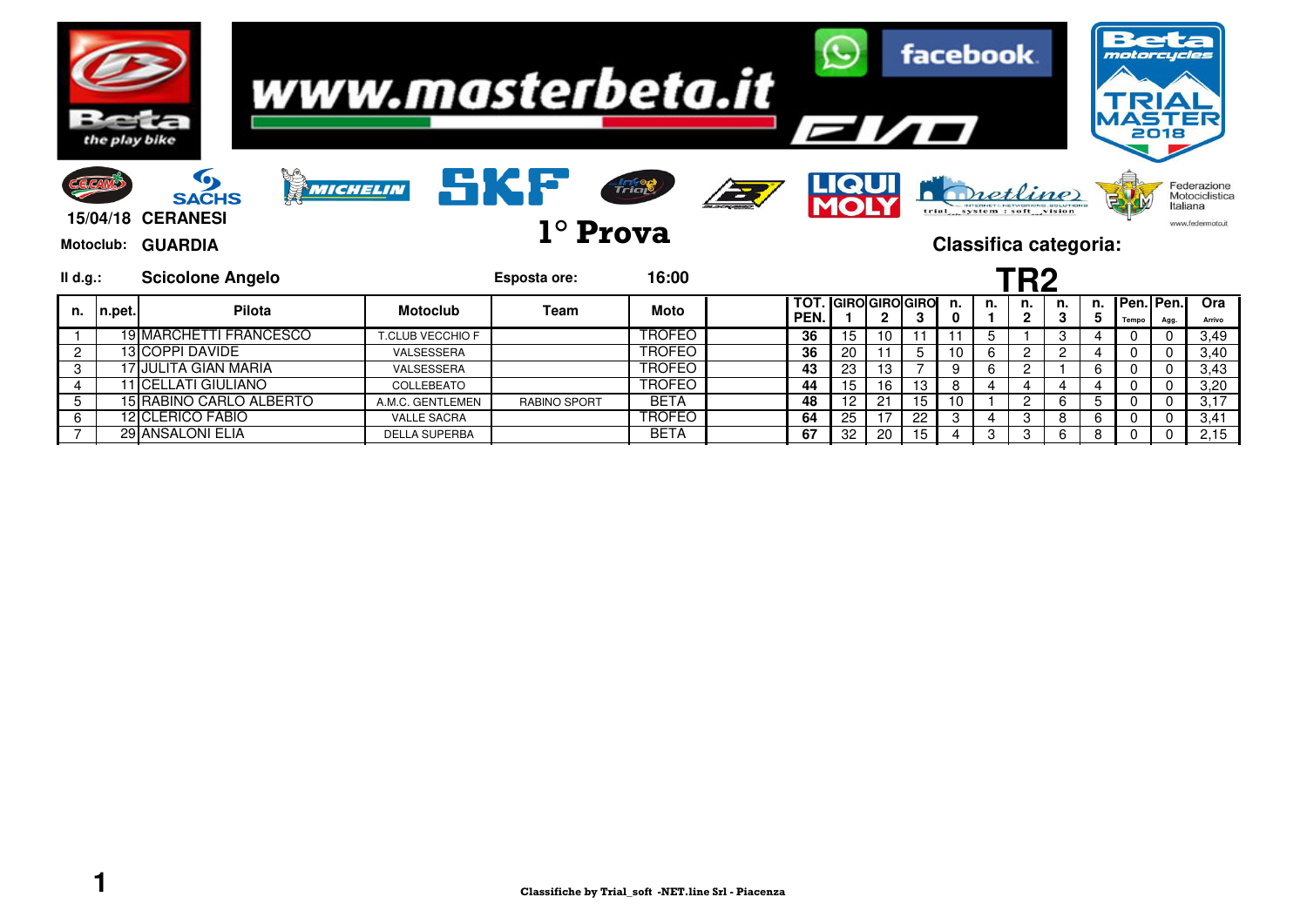www.masterbeta.it

TRIAL MASTER 2018

**15/04/18** **CERANESI**

**Motoclub:** **GUARDIA**

# 1° Prova

**Classifica categoria:**

**Il d.g.:** **Scicolone Angelo**

**Esposta ore:** **16:00**

## TR2

| n. | n.pet. | Pilota | Motoclub | Team | Moto | | TOT. PEN. | GIRO 1 | GIRO 2 | GIRO 3 | n. 0 | n. 1 | n. 2 | n. 3 | n. 5 | Pen. Tempo | Pen. Agg. | Ora Arrivo |
|---|---|---|---|---|---|---|---|---|---|---|---|---|---|---|---|---|---|---|
| 1 | 19 | MARCHETTI FRANCESCO | T.CLUB VECCHIO F | | TROFEO | | 36 | 15 | 10 | 11 | 11 | 5 | 1 | 3 | 4 | 0 | 0 | 3,49 |
| 2 | 13 | COPPI DAVIDE | VALSESSERA | | TROFEO | | 36 | 20 | 11 | 5 | 10 | 6 | 2 | 2 | 4 | 0 | 0 | 3,40 |
| 3 | 17 | JULITA GIAN MARIA | VALSESSERA | | TROFEO | | 43 | 23 | 13 | 7 | 9 | 6 | 2 | 1 | 6 | 0 | 0 | 3,43 |
| 4 | 11 | CELLATI GIULIANO | COLLEBEATO | | TROFEO | | 44 | 15 | 16 | 13 | 8 | 4 | 4 | 4 | 4 | 0 | 0 | 3,20 |
| 5 | 15 | RABINO CARLO ALBERTO | A.M.C. GENTLEMEN | RABINO SPORT | BETA | | 48 | 12 | 21 | 15 | 10 | 1 | 2 | 6 | 5 | 0 | 0 | 3,17 |
| 6 | 12 | CLERICO FABIO | VALLE SACRA | | TROFEO | | 64 | 25 | 17 | 22 | 3 | 4 | 3 | 8 | 6 | 0 | 0 | 3,41 |
| 7 | 29 | ANSALONI ELIA | DELLA SUPERBA | | BETA | | 67 | 32 | 20 | 15 | 4 | 3 | 3 | 6 | 8 | 0 | 0 | 2,15 |

Classifiche by Trial_soft -NET.line Srl - Piacenza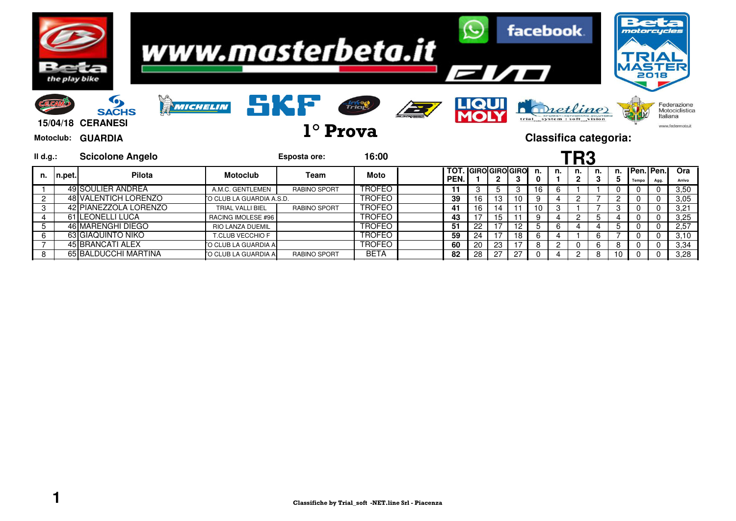www.masterbeta.it

Beta motorcycles TRIAL MASTER 2018

15/04/18 CERANESI

Motoclub: GUARDIA

# 1° Prova

Classifica categoria:

Il d.g.: Scicolone Angelo

Esposta ore: 16:00

## TR3

| n. | n.pet. | Pilota | Motoclub | Team | Moto | | TOT. PEN. | GIRO 1 | GIRO 2 | GIRO 3 | n. 0 | n. 1 | n. 2 | n. 3 | n. 5 | Pen. Tempo | Pen. Agg. | Ora Arrivo |
|---|---|---|---|---|---|---|---|---|---|---|---|---|---|---|---|---|---|---|
| 1 | 49 | SOULIER ANDREA | A.M.C. GENTLEMEN | RABINO SPORT | TROFEO | | 11 | 3 | 5 | 3 | 16 | 6 | 1 | 1 | 0 | 0 | 0 | 3,50 |
| 2 | 48 | VALENTICH LORENZO | O CLUB LA GUARDIA A.S.D. | | TROFEO | | 39 | 16 | 13 | 10 | 9 | 4 | 2 | 7 | 2 | 0 | 0 | 3,05 |
| 3 | 42 | PIANEZZOLA LORENZO | TRIAL VALLI BIEL | RABINO SPORT | TROFEO | | 41 | 16 | 14 | 11 | 10 | 3 | 1 | 7 | 3 | 0 | 0 | 3,21 |
| 4 | 61 | LEONELLI LUCA | RACING IMOLESE #96 | | TROFEO | | 43 | 17 | 15 | 11 | 9 | 4 | 2 | 5 | 4 | 0 | 0 | 3,25 |
| 5 | 46 | MARENGHI DIEGO | RIO LANZA DUEMIL | | TROFEO | | 51 | 22 | 17 | 12 | 5 | 6 | 4 | 4 | 5 | 0 | 0 | 2,57 |
| 6 | 63 | GIAQUINTO NIKO | T.CLUB VECCHIO F | | TROFEO | | 59 | 24 | 17 | 18 | 6 | 4 | 1 | 6 | 7 | 0 | 0 | 3,10 |
| 7 | 45 | BRANCATI ALEX | O CLUB LA GUARDIA A | | TROFEO | | 60 | 20 | 23 | 17 | 8 | 2 | 0 | 6 | 8 | 0 | 0 | 3,34 |
| 8 | 65 | BALDUCCHI MARTINA | O CLUB LA GUARDIA A | RABINO SPORT | BETA | | 82 | 28 | 27 | 27 | 0 | 4 | 2 | 8 | 10 | 0 | 0 | 3,28 |

Classifiche by Trial_soft -NET.line Srl - Piacenza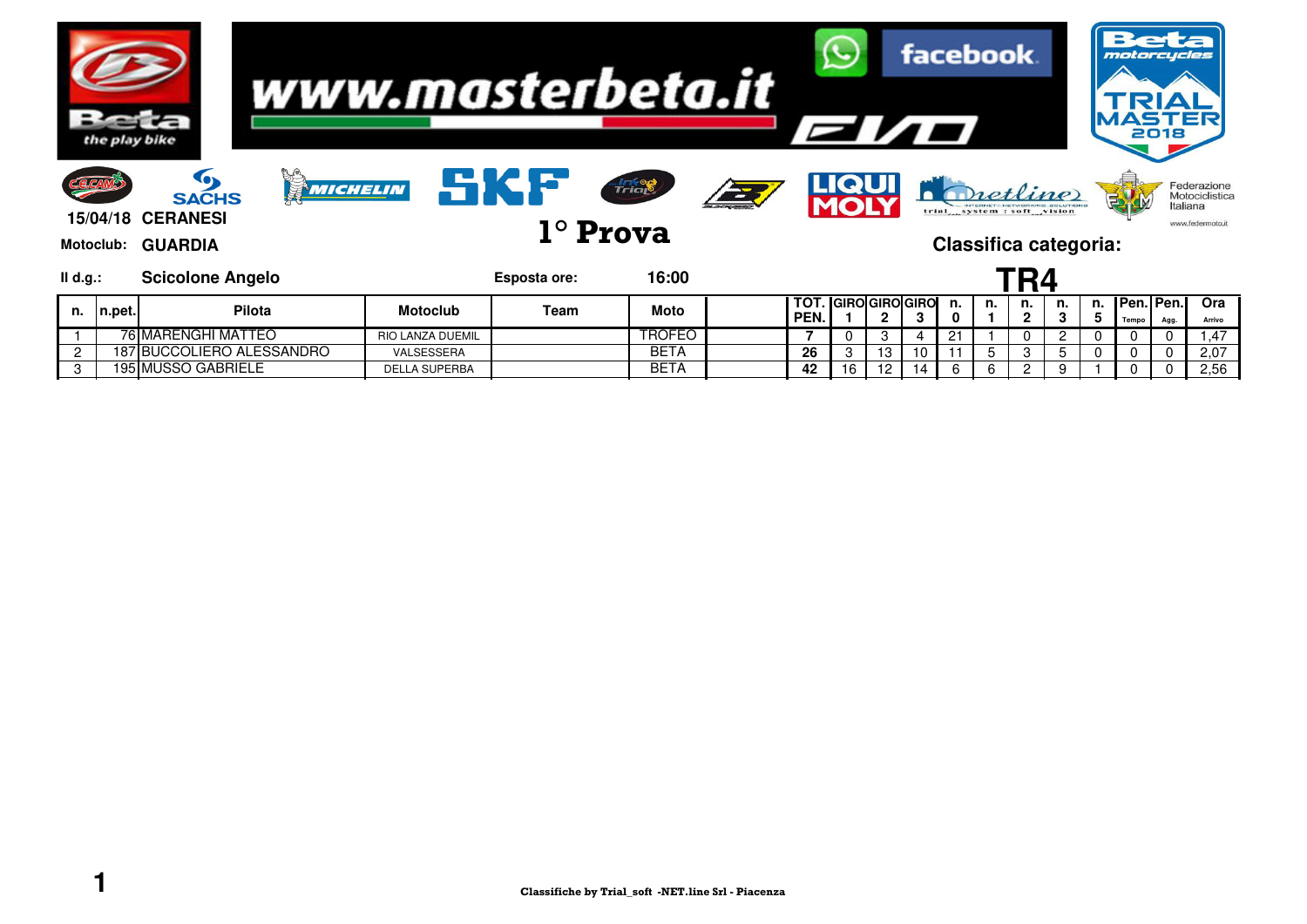www.masterbeta.it

15/04/18 CERANESI

Motoclub: GUARDIA

# 1° Prova

Classifica categoria:

Il d.g.: Scicolone Angelo

Esposta ore: 16:00

## TR4

| n. | n.pet. | Pilota | Motoclub | Team | Moto | | TOT. PEN. | GIRO 1 | GIRO 2 | GIRO 3 | n. 0 | n. 1 | n. 2 | n. 3 | n. 5 | Pen. Tempo | Pen. Agg. | Ora Arrivo |
|---|---|---|---|---|---|---|---|---|---|---|---|---|---|---|---|---|---|---|
| 1 | 76 | MARENGHI MATTEO | RIO LANZA DUEMIL | | TROFEO | | 7 | 0 | 3 | 4 | 21 | 1 | 0 | 2 | 0 | 0 | 0 | 1,47 |
| 2 | 187 | BUCCOLIERO ALESSANDRO | VALSESSERA | | BETA | | 26 | 3 | 13 | 10 | 11 | 5 | 3 | 5 | 0 | 0 | 0 | 2,07 |
| 3 | 195 | MUSSO GABRIELE | DELLA SUPERBA | | BETA | | 42 | 16 | 12 | 14 | 6 | 6 | 2 | 9 | 1 | 0 | 0 | 2,56 |

Classifiche by Trial_soft -NET.line Srl - Piacenza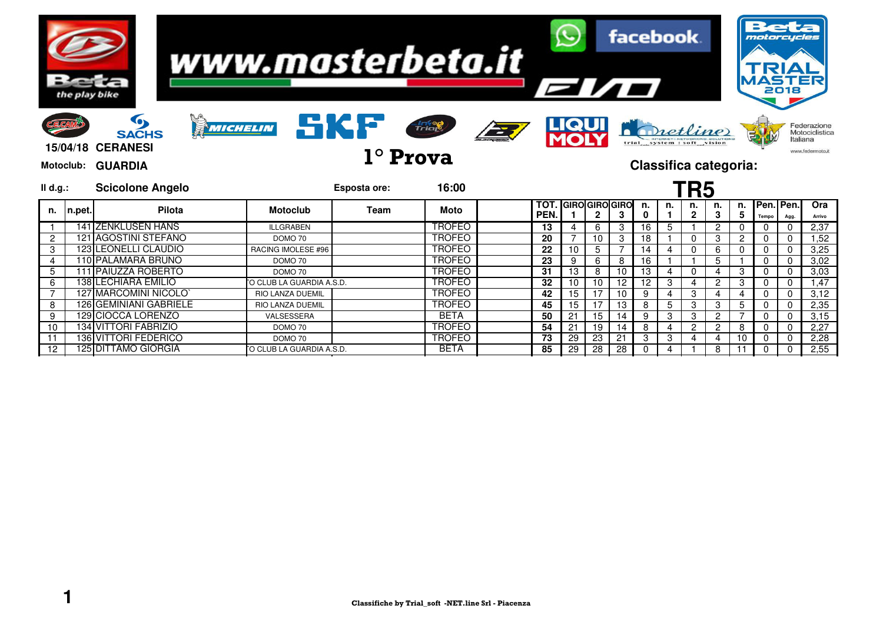15/04/18 CERANESI

Motoclub: GUARDIA

# 1° Prova

## Classifica categoria: TR5

Il d.g.: Scicolone Angelo

Esposta ore: 16:00

| n. | n.pet. | Pilota | Motoclub | Team | Moto | | TOT. PEN. | GIRO 1 | GIRO 2 | GIRO 3 | n. 0 | n. 1 | n. 2 | n. 3 | n. 5 | Pen. Tempo | Pen. Agg. | Ora Arrivo |
|---|---|---|---|---|---|---|---|---|---|---|---|---|---|---|---|---|---|---|
| 1 | 141 | ZENKLUSEN HANS | ILLGRABEN | | TROFEO | | 13 | 4 | 6 | 3 | 16 | 5 | 1 | 2 | 0 | 0 | 0 | 2,37 |
| 2 | 121 | AGOSTINI STEFANO | DOMO 70 | | TROFEO | | 20 | 7 | 10 | 3 | 18 | 1 | 0 | 3 | 2 | 0 | 0 | 1,52 |
| 3 | 123 | LEONELLI CLAUDIO | RACING IMOLESE #96 | | TROFEO | | 22 | 10 | 5 | 7 | 14 | 4 | 0 | 6 | 0 | 0 | 0 | 3,25 |
| 4 | 110 | PALAMARA BRUNO | DOMO 70 | | TROFEO | | 23 | 9 | 6 | 8 | 16 | 1 | 1 | 5 | 1 | 0 | 0 | 3,02 |
| 5 | 111 | PAIUZZA ROBERTO | DOMO 70 | | TROFEO | | 31 | 13 | 8 | 10 | 13 | 4 | 0 | 4 | 3 | 0 | 0 | 3,03 |
| 6 | 138 | LECHIARA EMILIO | `O CLUB LA GUARDIA A.S.D. | | TROFEO | | 32 | 10 | 10 | 12 | 12 | 3 | 4 | 2 | 3 | 0 | 0 | 1,47 |
| 7 | 127 | MARCOMINI NICOLO` | RIO LANZA DUEMIL | | TROFEO | | 42 | 15 | 17 | 10 | 9 | 4 | 3 | 4 | 4 | 0 | 0 | 3,12 |
| 8 | 126 | GEMINIANI GABRIELE | RIO LANZA DUEMIL | | TROFEO | | 45 | 15 | 17 | 13 | 8 | 5 | 3 | 3 | 5 | 0 | 0 | 2,35 |
| 9 | 129 | CIOCCA LORENZO | VALSESSERA | | BETA | | 50 | 21 | 15 | 14 | 9 | 3 | 3 | 2 | 7 | 0 | 0 | 3,15 |
| 10 | 134 | VITTORI FABRIZIO | DOMO 70 | | TROFEO | | 54 | 21 | 19 | 14 | 8 | 4 | 2 | 2 | 8 | 0 | 0 | 2,27 |
| 11 | 136 | VITTORI FEDERICO | DOMO 70 | | TROFEO | | 73 | 29 | 23 | 21 | 3 | 3 | 4 | 4 | 10 | 0 | 0 | 2,28 |
| 12 | 125 | DITTAMO GIORGIA | `O CLUB LA GUARDIA A.S.D. | | BETA | | 85 | 29 | 28 | 28 | 0 | 4 | 1 | 8 | 11 | 0 | 0 | 2,55 |

Classifiche by Trial_soft -NET.line Srl - Piacenza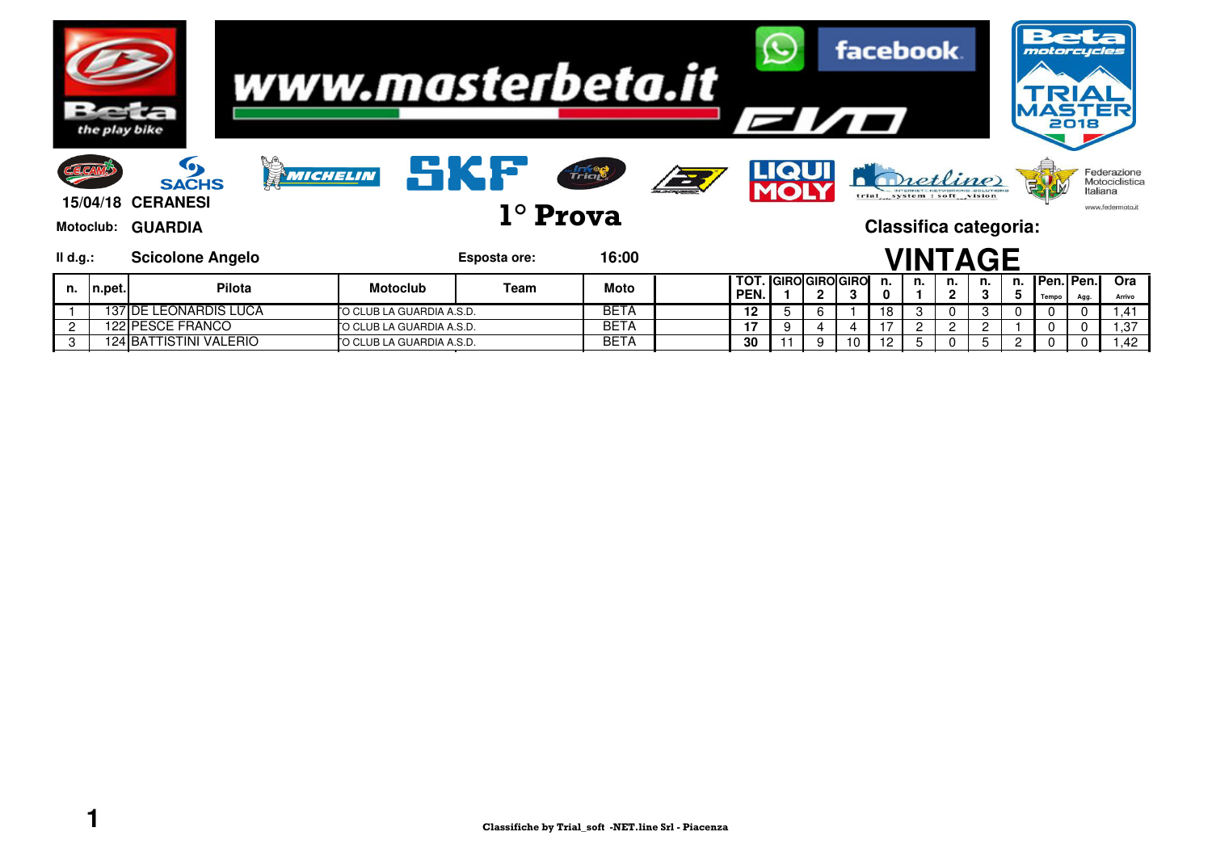15/04/18 CERANESI

Motoclub: GUARDIA

# 1° Prova

Classifica categoria:

Il d.g.: Scicolone Angelo

Esposta ore: 16:00

## VINTAGE

| n. | n.pet. | Pilota | Motoclub | Team | Moto | | TOT. PEN. | GIRO 1 | GIRO 2 | GIRO 3 | n. 0 | n. 1 | n. 2 | n. 3 | n. 5 | Pen. Tempo | Pen. Agg. | Ora Arrivo |
|---|---|---|---|---|---|---|---|---|---|---|---|---|---|---|---|---|---|---|
| 1 | 137 | DE LEONARDIS LUCA | 'O CLUB LA GUARDIA A.S.D. | | BETA | | 12 | 5 | 6 | 1 | 18 | 3 | 0 | 3 | 0 | 0 | 0 | 1,41 |
| 2 | 122 | PESCE FRANCO | 'O CLUB LA GUARDIA A.S.D. | | BETA | | 17 | 9 | 4 | 4 | 17 | 2 | 2 | 2 | 1 | 0 | 0 | 1,37 |
| 3 | 124 | BATTISTINI VALERIO | 'O CLUB LA GUARDIA A.S.D. | | BETA | | 30 | 11 | 9 | 10 | 12 | 5 | 0 | 5 | 2 | 0 | 0 | 1,42 |

Classifiche by Trial_soft -NET.line Srl - Piacenza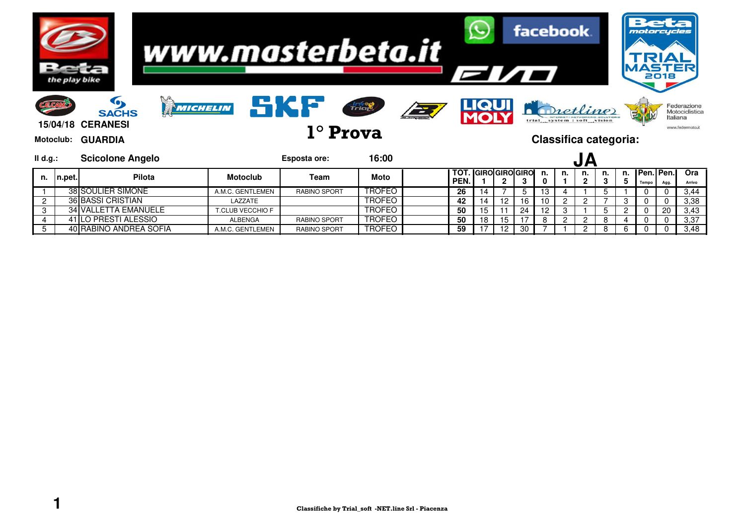15/04/18 CERANESI

Motoclub: GUARDIA

# 1° Prova

## Classifica categoria: JA

Il d.g.: Scicolone Angelo

Esposta ore: 16:00

| n. | n.pet. | Pilota | Motoclub | Team | Moto | | TOT. PEN. | GIRO 1 | GIRO 2 | GIRO 3 | n. 0 | n. 1 | n. 2 | n. 3 | n. 5 | Pen. Tempo | Pen. Agg. | Ora Arrivo |
|---|---|---|---|---|---|---|---|---|---|---|---|---|---|---|---|---|---|---|
| 1 | 38 | SOULIER SIMONE | A.M.C. GENTLEMEN | RABINO SPORT | TROFEO | | 26 | 14 | 7 | 5 | 13 | 4 | 1 | 5 | 1 | 0 | 0 | 3,44 |
| 2 | 36 | BASSI CRISTIAN | LAZZATE | | TROFEO | | 42 | 14 | 12 | 16 | 10 | 2 | 2 | 7 | 3 | 0 | 0 | 3,38 |
| 3 | 34 | VALLETTA EMANUELE | T.CLUB VECCHIO F | | TROFEO | | 50 | 15 | 11 | 24 | 12 | 3 | 1 | 5 | 2 | 0 | 20 | 3,43 |
| 4 | 41 | LO PRESTI ALESSIO | ALBENGA | RABINO SPORT | TROFEO | | 50 | 18 | 15 | 17 | 8 | 2 | 2 | 8 | 4 | 0 | 0 | 3,37 |
| 5 | 40 | RABINO ANDREA SOFIA | A.M.C. GENTLEMEN | RABINO SPORT | TROFEO | | 59 | 17 | 12 | 30 | 7 | 1 | 2 | 8 | 6 | 0 | 0 | 3,48 |

Classifiche by Trial_soft -NET.line Srl - Piacenza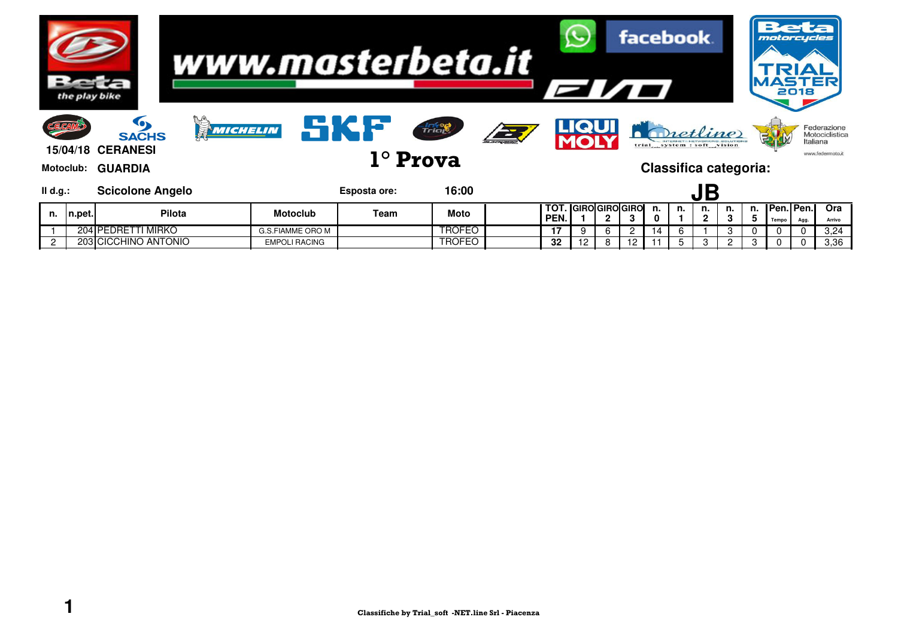www.masterbeta.it

15/04/18 CERANESI

Motoclub: GUARDIA

# 1° Prova

Classifica categoria:

Il d.g.: Scicolone Angelo

Esposta ore: 16:00

## JB

| n. | n.pet. | Pilota | Motoclub | Team | Moto | | TOT. PEN. | GIRO 1 | GIRO 2 | GIRO 3 | n. 0 | n. 1 | n. 2 | n. 3 | n. 5 | Pen. Tempo | Pen. Agg. | Ora Arrivo |
|---|---|---|---|---|---|---|---|---|---|---|---|---|---|---|---|---|---|---|
| 1 | 204 | PEDRETTI MIRKO | G.S.FIAMME ORO M | | TROFEO | | 17 | 9 | 6 | 2 | 14 | 6 | 1 | 3 | 0 | 0 | 0 | 3,24 |
| 2 | 203 | CICCHINO ANTONIO | EMPOLI RACING | | TROFEO | | 32 | 12 | 8 | 12 | 11 | 5 | 3 | 2 | 3 | 0 | 0 | 3,36 |

Classifiche by Trial_soft -NET.line Srl - Piacenza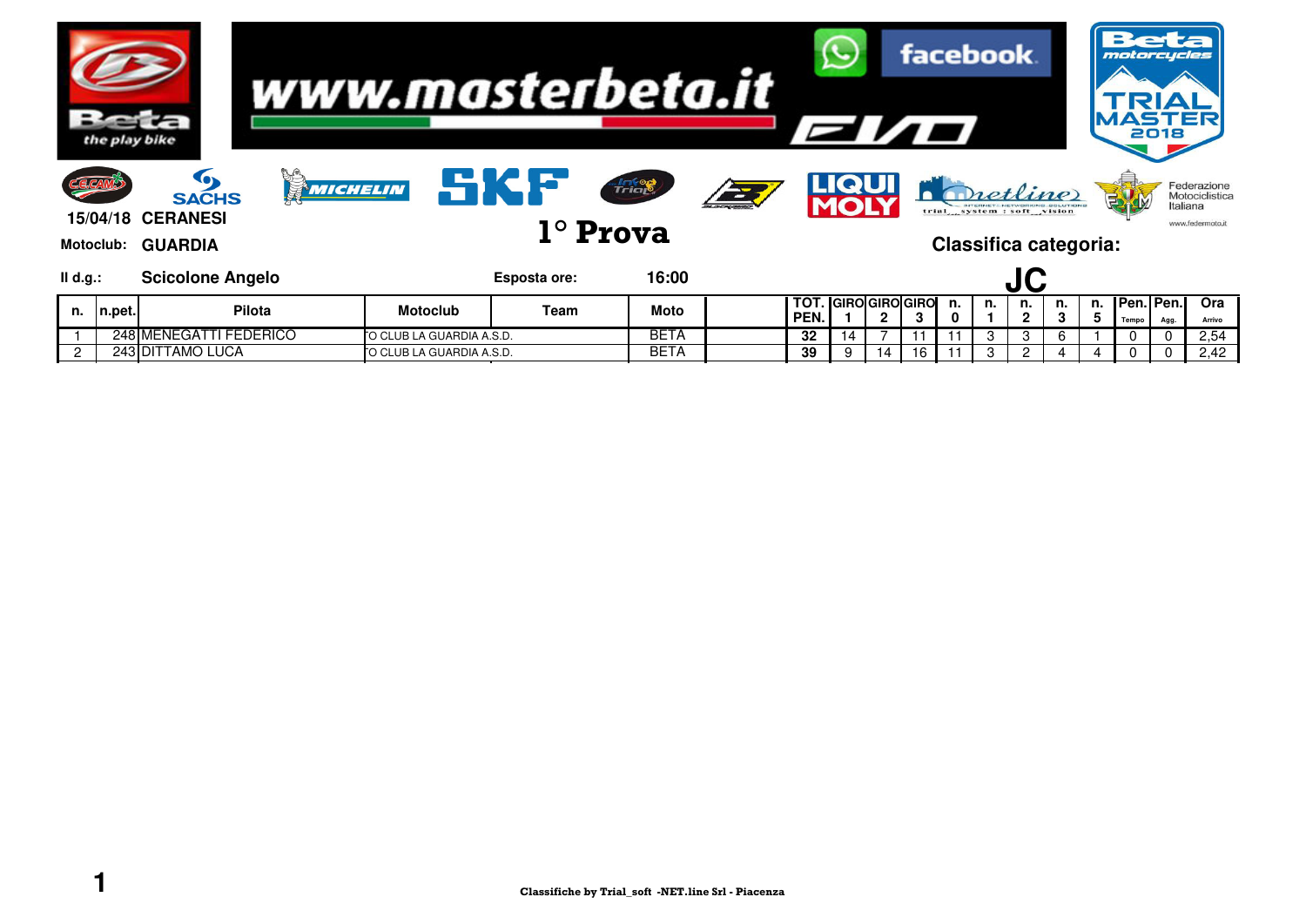www.masterbeta.it

15/04/18 CERANESI

Motoclub: GUARDIA

# 1° Prova

## Classifica categoria: JC

Il d.g.: Scicolone Angelo

Esposta ore: 16:00

| n. | n.pet. | Pilota | Motoclub | Team | Moto | | TOT. PEN. | GIRO 1 | GIRO 2 | GIRO 3 | n. 0 | n. 1 | n. 2 | n. 3 | n. 5 | Pen. Tempo | Pen. Agg. | Ora Arrivo |
|---|---|---|---|---|---|---|---|---|---|---|---|---|---|---|---|---|---|---|
| 1 | 248 | MENEGATTI FEDERICO | O CLUB LA GUARDIA A.S.D. | | BETA | | 32 | 14 | 7 | 11 | 11 | 3 | 3 | 6 | 1 | 0 | 0 | 2,54 |
| 2 | 243 | DITTAMO LUCA | O CLUB LA GUARDIA A.S.D. | | BETA | | 39 | 9 | 14 | 16 | 11 | 3 | 2 | 4 | 4 | 0 | 0 | 2,42 |

Classifiche by Trial_soft -NET.line Srl - Piacenza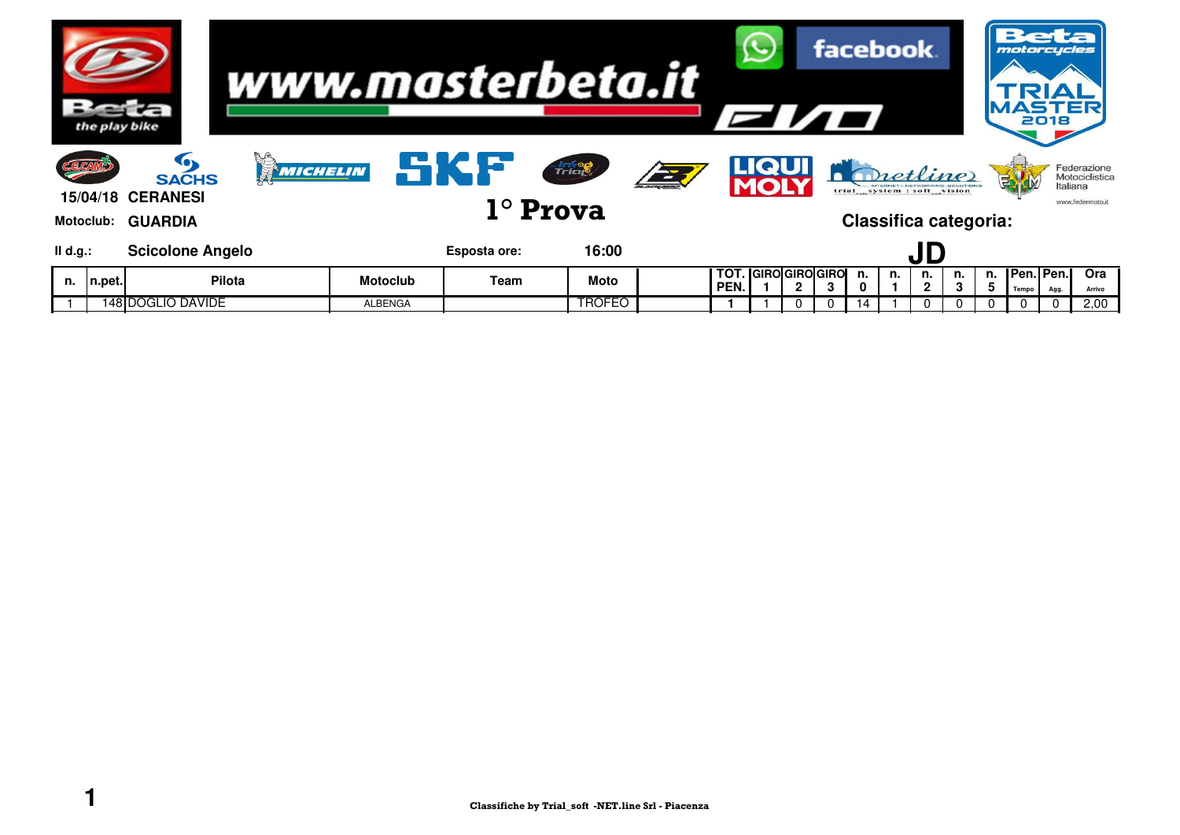**15/04/18 CERANESI**

**Motoclub: GUARDIA**

# 1° Prova

## Classifica categoria: JD

**Il d.g.: Scicolone Angelo**

**Esposta ore: 16:00**

| n. | n.pet. | Pilota | Motoclub | Team | Moto | | TOT. PEN. | GIRO 1 | GIRO 2 | GIRO 3 | n. 0 | n. 1 | n. 2 | n. 3 | n. 5 | Pen. Tempo | Pen. Agg. | Ora Arrivo |
|---|---|---|---|---|---|---|---|---|---|---|---|---|---|---|---|---|---|---|
| 1 | 148 | DOGLIO DAVIDE | ALBENGA | | TROFEO | | 1 | 1 | 0 | 0 | 14 | 1 | 0 | 0 | 0 | 0 | 0 | 2,00 |

Classifiche by Trial_soft -NET.line Srl - Piacenza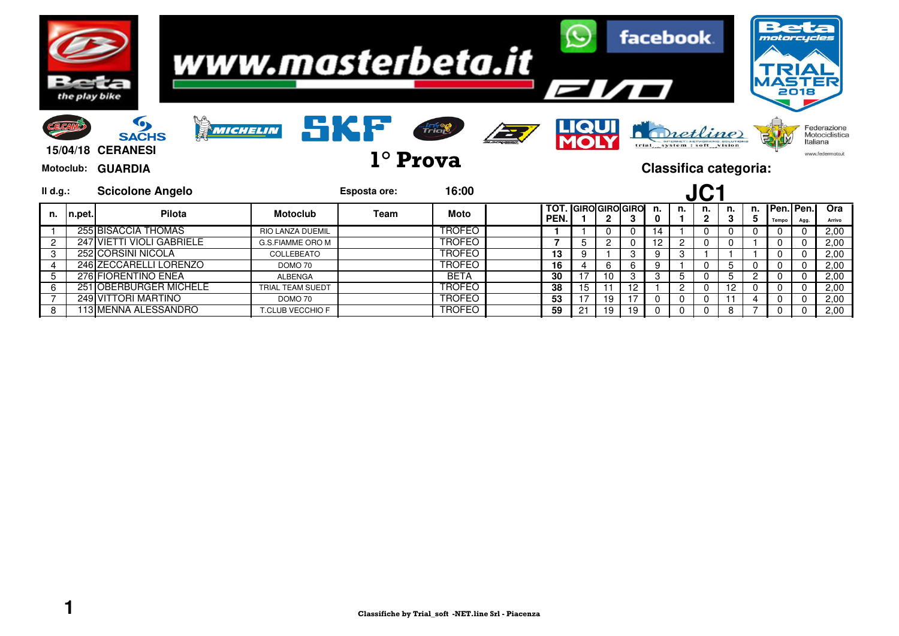www.masterbeta.it

15/04/18 **CERANESI**

Motoclub: **GUARDIA**

# 1° Prova

**Classifica categoria:**

Il d.g.: **Scicolone Angelo** | Esposta ore: **16:00**

## JC1

| n. | n.pet. | Pilota | Motoclub | Team | Moto | | TOT. PEN. | GIRO 1 | GIRO 2 | GIRO 3 | n. 0 | n. 1 | n. 2 | n. 3 | n. 5 | Pen. Tempo | Pen. Agg. | Ora Arrivo |
|---|---|---|---|---|---|---|---|---|---|---|---|---|---|---|---|---|---|---|
| 1 | 255 | BISACCIA THOMAS | RIO LANZA DUEMIL | | TROFEO | | **1** | 1 | 0 | 0 | 14 | 1 | 0 | 0 | 0 | 0 | 0 | 2,00 |
| 2 | 247 | VIETTI VIOLI GABRIELE | G.S.FIAMME ORO M | | TROFEO | | **7** | 5 | 2 | 0 | 12 | 2 | 0 | 0 | 1 | 0 | 0 | 2,00 |
| 3 | 252 | CORSINI NICOLA | COLLEBEATO | | TROFEO | | **13** | 9 | 1 | 3 | 9 | 3 | 1 | 1 | 1 | 0 | 0 | 2,00 |
| 4 | 246 | ZECCARELLI LORENZO | DOMO 70 | | TROFEO | | **16** | 4 | 6 | 6 | 9 | 1 | 0 | 5 | 0 | 0 | 0 | 2,00 |
| 5 | 276 | FIORENTINO ENEA | ALBENGA | | BETA | | **30** | 17 | 10 | 3 | 3 | 5 | 0 | 5 | 2 | 0 | 0 | 2,00 |
| 6 | 251 | OBERBURGER MICHELE | TRIAL TEAM SUEDT | | TROFEO | | **38** | 15 | 11 | 12 | 1 | 2 | 0 | 12 | 0 | 0 | 0 | 2,00 |
| 7 | 249 | VITTORI MARTINO | DOMO 70 | | TROFEO | | **53** | 17 | 19 | 17 | 0 | 0 | 0 | 11 | 4 | 0 | 0 | 2,00 |
| 8 | 113 | MENNA ALESSANDRO | T.CLUB VECCHIO F | | TROFEO | | **59** | 21 | 19 | 19 | 0 | 0 | 0 | 8 | 7 | 0 | 0 | 2,00 |

**Classifiche by Trial_soft -NET.line Srl - Piacenza**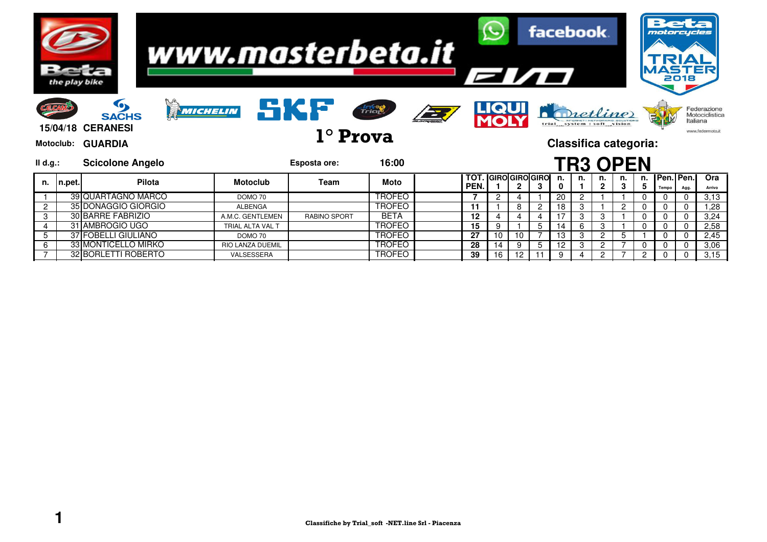www.masterbeta.it

Beta motorcycles TRIAL MASTER 2018

15/04/18 CERANESI

Motoclub: GUARDIA

# 1° Prova

Classifica categoria:

Il d.g.: Scicolone Angelo

Esposta ore: 16:00

## TR3 OPEN

| n. | n.pet. | Pilota | Motoclub | Team | Moto | | TOT. PEN. | GIRO 1 | GIRO 2 | GIRO 3 | n. 0 | n. 1 | n. 2 | n. 3 | n. 5 | Pen. Tempo | Pen. Agg. | Ora Arrivo |
|---|---|---|---|---|---|---|---|---|---|---|---|---|---|---|---|---|---|---|
| 1 | 39 | QUARTAGNO MARCO | DOMO 70 | | TROFEO | | 7 | 2 | 4 | 1 | 20 | 2 | 1 | 1 | 0 | 0 | 0 | 3,13 |
| 2 | 35 | DONAGGIO GIORGIO | ALBENGA | | TROFEO | | 11 | 1 | 8 | 2 | 18 | 3 | 1 | 2 | 0 | 0 | 0 | 1,28 |
| 3 | 30 | BARRE FABRIZIO | A.M.C. GENTLEMEN | RABINO SPORT | BETA | | 12 | 4 | 4 | 4 | 17 | 3 | 3 | 1 | 0 | 0 | 0 | 3,24 |
| 4 | 31 | AMBROGIO UGO | TRIAL ALTA VAL T | | TROFEO | | 15 | 9 | 1 | 5 | 14 | 6 | 3 | 1 | 0 | 0 | 0 | 2,58 |
| 5 | 37 | FOBELLI GIULIANO | DOMO 70 | | TROFEO | | 27 | 10 | 10 | 7 | 13 | 3 | 2 | 5 | 1 | 0 | 0 | 2,45 |
| 6 | 33 | MONTICELLO MIRKO | RIO LANZA DUEMIL | | TROFEO | | 28 | 14 | 9 | 5 | 12 | 3 | 2 | 7 | 0 | 0 | 0 | 3,06 |
| 7 | 32 | BORLETTI ROBERTO | VALSESSERA | | TROFEO | | 39 | 16 | 12 | 11 | 9 | 4 | 2 | 7 | 2 | 0 | 0 | 3,15 |

Classifiche by Trial_soft -NET.line Srl - Piacenza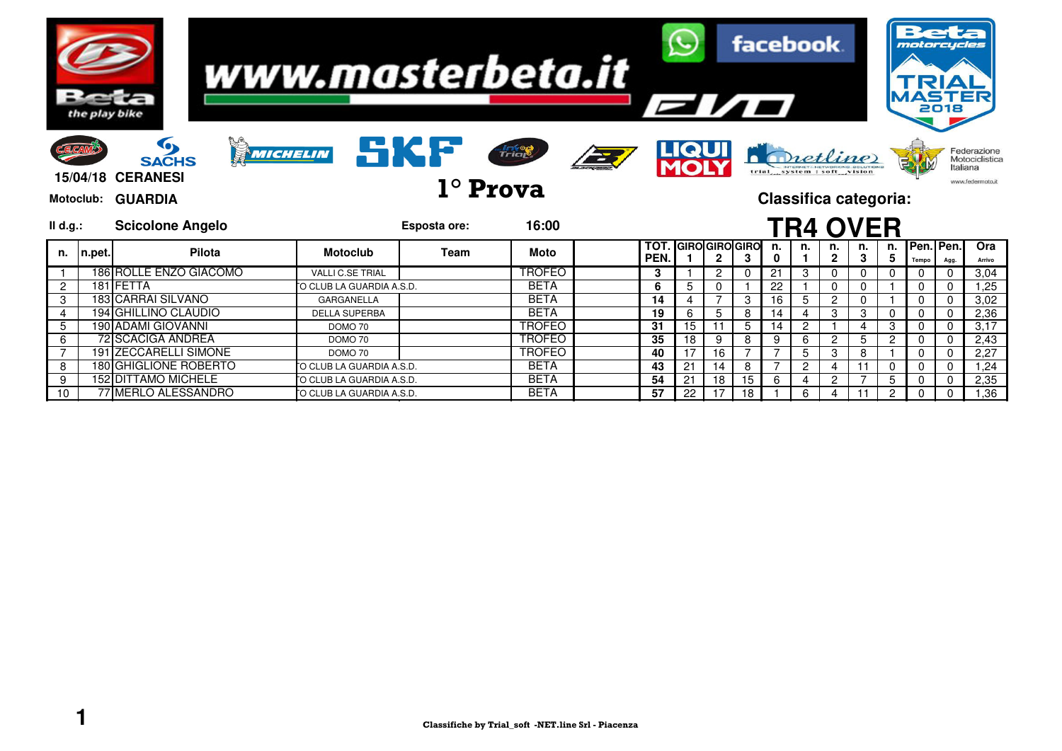www.masterbeta.it

15/04/18 CERANESI

Motoclub: GUARDIA

# 1° Prova

Classifica categoria:

Il d.g.: Scicolone Angelo

Esposta ore: 16:00

## TR4 OVER

| n. | n.pet. | Pilota | Motoclub | Team | Moto | | TOT. PEN. | GIRO 1 | GIRO 2 | GIRO 3 | n. 0 | n. 1 | n. 2 | n. 3 | n. 5 | Pen. Tempo | Pen. Agg. | Ora Arrivo |
|---|---|---|---|---|---|---|---|---|---|---|---|---|---|---|---|---|---|---|
| 1 | 186 | ROLLE ENZO GIACOMO | VALLI C.SE TRIAL | | TROFEO | | 3 | 1 | 2 | 0 | 21 | 3 | 0 | 0 | 0 | 0 | 0 | 3,04 |
| 2 | 181 | FETTA | O CLUB LA GUARDIA A.S.D. | | BETA | | 6 | 5 | 0 | 1 | 22 | 1 | 0 | 0 | 1 | 0 | 0 | 1,25 |
| 3 | 183 | CARRAI SILVANO | GARGANELLA | | BETA | | 14 | 4 | 7 | 3 | 16 | 5 | 2 | 0 | 1 | 0 | 0 | 3,02 |
| 4 | 194 | GHILLINO CLAUDIO | DELLA SUPERBA | | BETA | | 19 | 6 | 5 | 8 | 14 | 4 | 3 | 3 | 0 | 0 | 0 | 2,36 |
| 5 | 190 | ADAMI GIOVANNI | DOMO 70 | | TROFEO | | 31 | 15 | 11 | 5 | 14 | 2 | 1 | 4 | 3 | 0 | 0 | 3,17 |
| 6 | 72 | SCACIGA ANDREA | DOMO 70 | | TROFEO | | 35 | 18 | 9 | 8 | 9 | 6 | 2 | 5 | 2 | 0 | 0 | 2,43 |
| 7 | 191 | ZECCARELLI SIMONE | DOMO 70 | | TROFEO | | 40 | 17 | 16 | 7 | 7 | 5 | 3 | 8 | 1 | 0 | 0 | 2,27 |
| 8 | 180 | GHIGLIONE ROBERTO | O CLUB LA GUARDIA A.S.D. | | BETA | | 43 | 21 | 14 | 8 | 7 | 2 | 4 | 11 | 0 | 0 | 0 | 1,24 |
| 9 | 152 | DITTAMO MICHELE | O CLUB LA GUARDIA A.S.D. | | BETA | | 54 | 21 | 18 | 15 | 6 | 4 | 2 | 7 | 5 | 0 | 0 | 2,35 |
| 10 | 77 | MERLO ALESSANDRO | O CLUB LA GUARDIA A.S.D. | | BETA | | 57 | 22 | 17 | 18 | 1 | 6 | 4 | 11 | 2 | 0 | 0 | 1,36 |

**Classifiche by Trial_soft -NET.line Srl - Piacenza**